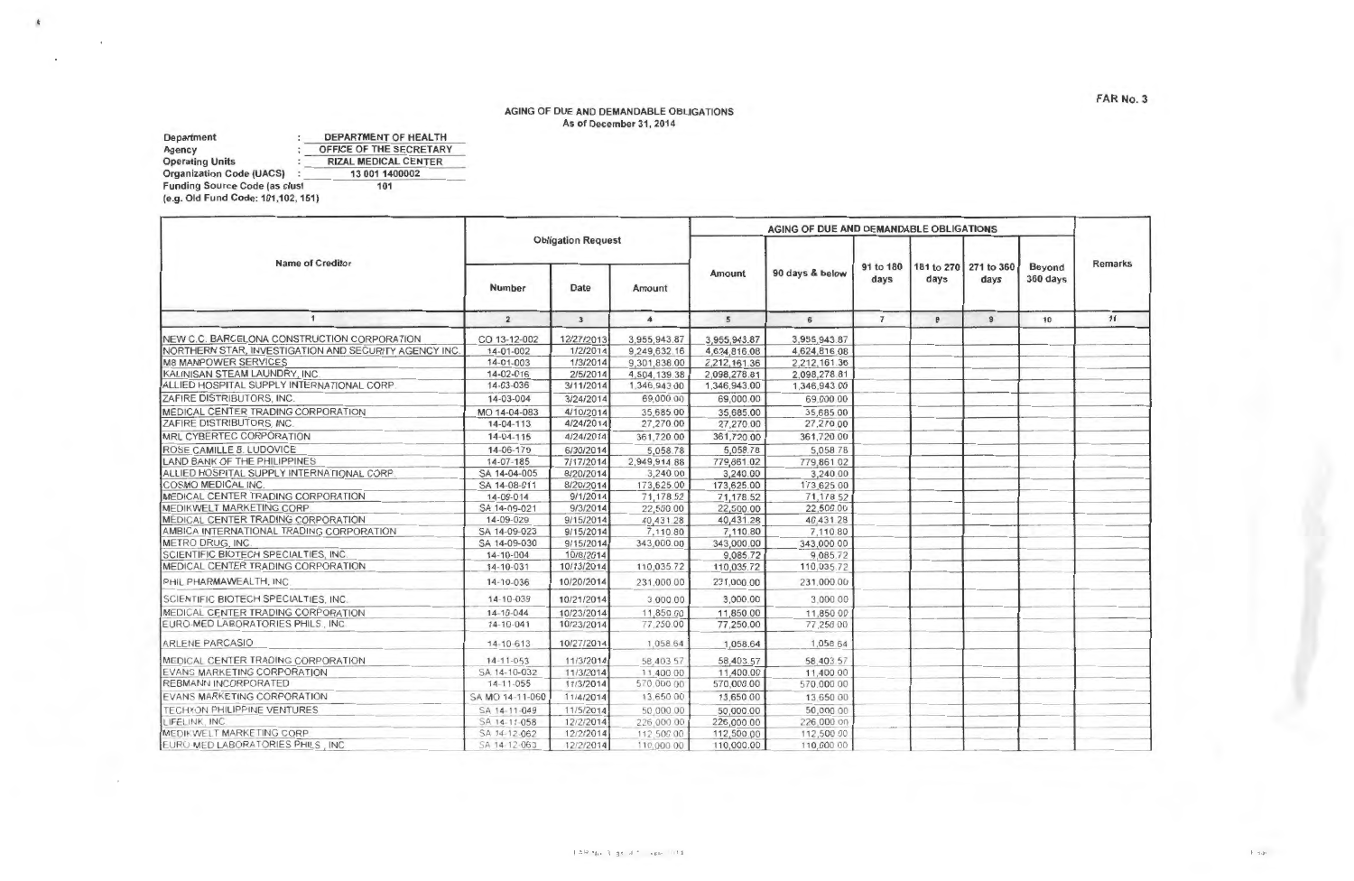FAR No. 3

## AGING OF DUE AND DEMANDABLE OBLIGATIONS
As of December 31, 2014

Department : DEPARTMENT OF HEALTH
Agency : OFFICE OF THE SECRETARY
Operating Units : RIZAL MEDICAL CENTER
Organization Code (UACS) : 13 001 1400002
Funding Source Code (as clust : 101
(e.g. Old Fund Code: 101,102, 151)

| Name of Creditor | Obligation Request | | | AGING OF DUE AND DEMANDABLE OBLIGATIONS | | | | | | Remarks |
|---|---|---|---|---|---|---|---|---|---|---|
| | Number | Date | Amount | Amount | 90 days & below | 91 to 180 days | 181 to 270 days | 271 to 360 days | Beyond 360 days | |
| 1 | 2 | 3 | 4 | 5 | 6 | 7 | 8 | 9 | 10 | 11 |
| NEW C.C. BARCELONA CONSTRUCTION CORPORATION | CO 13-12-002 | 12/27/2013 | 3,955,943.87 | 3,955,943.87 | 3,955,943.87 | | | | | |
| NORTHERN STAR, INVESTIGATION AND SECURITY AGENCY INC. | 14-01-002 | 1/2/2014 | 9,249,632.16 | 4,624,816.08 | 4,624,816.08 | | | | | |
| M8 MANPOWER SERVICES | 14-01-003 | 1/3/2014 | 9,301,838.00 | 2,212,161.36 | 2,212,161.36 | | | | | |
| KALINISAN STEAM LAUNDRY, INC. | 14-02-016 | 2/5/2014 | 4,504,139.38 | 2,098,278.81 | 2,098,278.81 | | | | | |
| ALLIED HOSPITAL SUPPLY INTERNATIONAL CORP. | 14-03-036 | 3/11/2014 | 1,346,943.00 | 1,346,943.00 | 1,346,943.00 | | | | | |
| ZAFIRE DISTRIBUTORS, INC. | 14-03-004 | 3/24/2014 | 69,000.00 | 69,000.00 | 69,000.00 | | | | | |
| MEDICAL CENTER TRADING CORPORATION | MO 14-04-083 | 4/10/2014 | 35,685.00 | 35,685.00 | 35,685.00 | | | | | |
| ZAFIRE DISTRIBUTORS, INC. | 14-04-113 | 4/24/2014 | 27,270.00 | 27,270.00 | 27,270.00 | | | | | |
| MRL CYBERTEC CORPORATION | 14-04-115 | 4/24/2014 | 361,720.00 | 361,720.00 | 361,720.00 | | | | | |
| ROSE CAMILLE B. LUDOVICE | 14-06-179 | 6/30/2014 | 5,058.78 | 5,058.78 | 5,058.78 | | | | | |
| LAND BANK OF THE PHILIPPINES | 14-07-185 | 7/17/2014 | 2,949,914.88 | 779,861.02 | 779,861.02 | | | | | |
| ALLIED HOSPITAL SUPPLY INTERNATIONAL CORP. | SA 14-04-005 | 8/20/2014 | 3,240.00 | 3,240.00 | 3,240.00 | | | | | |
| COSMO MEDICAL INC. | SA 14-08-011 | 8/20/2014 | 173,625.00 | 173,625.00 | 173,625.00 | | | | | |
| MEDICAL CENTER TRADING CORPORATION | 14-09-014 | 9/1/2014 | 71,178.52 | 71,178.52 | 71,178.52 | | | | | |
| MEDIKWELT MARKETING CORP. | SA 14-09-021 | 9/3/2014 | 22,500.00 | 22,500.00 | 22,500.00 | | | | | |
| MEDICAL CENTER TRADING CORPORATION | 14-09-029 | 9/15/2014 | 40,431.28 | 40,431.28 | 40,431.28 | | | | | |
| AMBICA INTERNATIONAL TRADING CORPORATION | SA 14-09-023 | 9/15/2014 | 7,110.80 | 7,110.80 | 7,110.80 | | | | | |
| METRO DRUG, INC. | SA 14-09-030 | 9/15/2014 | 343,000.00 | 343,000.00 | 343,000.00 | | | | | |
| SCIENTIFIC BIOTECH SPECIALTIES, INC. | 14-10-004 | 10/8/2014 | | 9,085.72 | 9,085.72 | | | | | |
| MEDICAL CENTER TRADING CORPORATION | 14-10-031 | 10/13/2014 | 110,035.72 | 110,035.72 | 110,035.72 | | | | | |
| PHIL PHARMAWEALTH, INC | 14-10-036 | 10/20/2014 | 231,000.00 | 231,000.00 | 231,000.00 | | | | | |
| SCIENTIFIC BIOTECH SPECIALTIES, INC. | 14-10-039 | 10/21/2014 | 3,000.00 | 3,000.00 | 3,000.00 | | | | | |
| MEDICAL CENTER TRADING CORPORATION | 14-10-044 | 10/23/2014 | 11,850.00 | 11,850.00 | 11,850.00 | | | | | |
| EURO-MED LABORATORIES PHILS., INC. | 14-10-041 | 10/23/2014 | 77,250.00 | 77,250.00 | 77,250.00 | | | | | |
| ARLENE PARCASIO | 14-10-613 | 10/27/2014 | 1,058.64 | 1,058.64 | 1,058.64 | | | | | |
| MEDICAL CENTER TRADING CORPORATION | 14-11-053 | 11/3/2014 | 58,403.57 | 58,403.57 | 58,403.57 | | | | | |
| EVANS MARKETING CORPORATION | SA 14-10-032 | 11/3/2014 | 11,400.00 | 11,400.00 | 11,400.00 | | | | | |
| REBMANN INCORPORATED | 14-11-055 | 11/3/2014 | 570,000.00 | 570,000.00 | 570,000.00 | | | | | |
| EVANS MARKETING CORPORATION | SA MO 14-11-060 | 11/4/2014 | 13,650.00 | 13,650.00 | 13,650.00 | | | | | |
| TECHXON PHILIPPINE VENTURES | SA 14-11-049 | 11/5/2014 | 50,000.00 | 50,000.00 | 50,000.00 | | | | | |
| LIFELINK, INC. | SA 14-11-058 | 12/2/2014 | 226,000.00 | 226,000.00 | 226,000.00 | | | | | |
| MEDIKWELT MARKETING CORP. | SA 14-12-062 | 12/2/2014 | 112,500.00 | 112,500.00 | 112,500.00 | | | | | |
| EURO-MED LABORATORIES PHILS., INC. | SA 14-12-063 | 12/2/2014 | 110,000.00 | 110,000.00 | 110,000.00 | | | | | |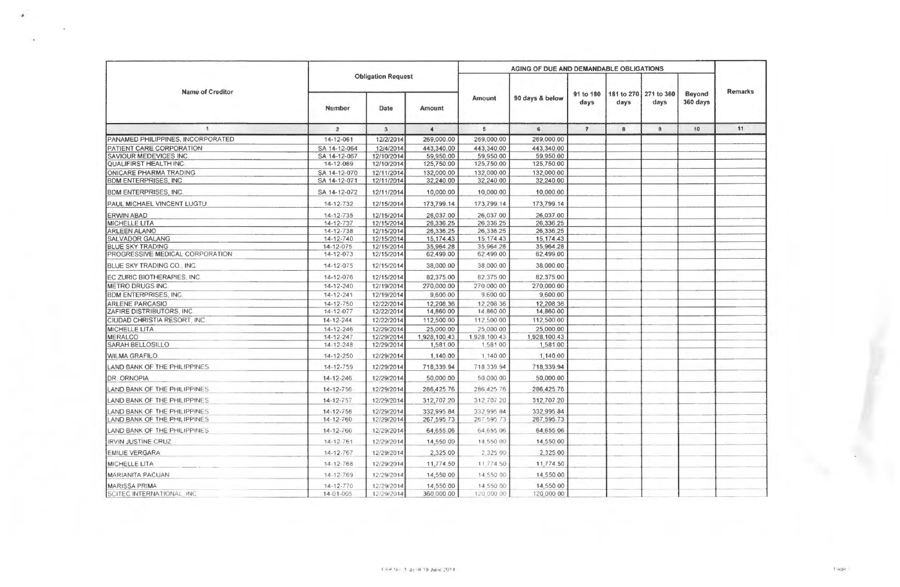| Name of Creditor | Obligation Request | | | AGING OF DUE AND DEMANDABLE OBLIGATIONS | | | | | | Remarks |
|---|---|---|---|---|---|---|---|---|---|---|
| | Number | Date | Amount | Amount | 90 days & below | 91 to 180 days | 181 to 270 days | 271 to 360 days | Beyond 360 days | |
| 1 | 2 | 3 | 4 | 5 | 6 | 7 | 8 | 9 | 10 | 11 |
| PANAMED PHILIPPINES, INCORPORATED | 14-12-061 | 12/2/2014 | 269,000.00 | 269,000.00 | 269,000.00 | | | | | |
| PATIENT CARE CORPORATION | SA 14-12-064 | 12/4/2014 | 443,340.00 | 443,340.00 | 443,340.00 | | | | | |
| SAVIOUR MEDEVICES INC. | SA 14-12-067 | 12/10/2014 | 59,950.00 | 59,950.00 | 59,950.00 | | | | | |
| QUALIFIRST HEALTH INC. | 14-12-069 | 12/10/2014 | 125,750.00 | 125,750.00 | 125,750.00 | | | | | |
| ONICARE PHARMA TRADING | SA 14-12-070 | 12/11/2014 | 132,000.00 | 132,000.00 | 132,000.00 | | | | | |
| BDM ENTERPRISES, INC. | SA 14-12-071 | 12/11/2014 | 32,240.00 | 32,240.00 | 32,240.00 | | | | | |
| BDM ENTERPRISES, INC. | SA 14-12-072 | 12/11/2014 | 10,000.00 | 10,000.00 | 10,000.00 | | | | | |
| PAUL MICHAEL VINCENT LUGTU | 14-12-732 | 12/15/2014 | 173,799.14 | 173,799.14 | 173,799.14 | | | | | |
| ERWIN ABAD | 14-12-735 | 12/15/2014 | 26,037.00 | 26,037.00 | 26,037.00 | | | | | |
| MICHELLE LITA | 14-12-737 | 12/15/2014 | 26,336.25 | 26,336.25 | 26,336.25 | | | | | |
| ARLEEN ALANO | 14-12-738 | 12/15/2014 | 26,336.25 | 26,336.25 | 26,336.25 | | | | | |
| SALVADOR GALANG | 14-12-740 | 12/15/2014 | 15,174.43 | 15,174.43 | 15,174.43 | | | | | |
| BLUE SKY TRADING | 14-12-075 | 12/15/2014 | 35,964.28 | 35,964.28 | 35,964.28 | | | | | |
| PROGRESSIVE MEDICAL CORPORATION | 14-12-073 | 12/15/2014 | 62,499.00 | 62,499.00 | 62,499.00 | | | | | |
| BLUE SKY TRADING CO., INC. | 14-12-075 | 12/15/2014 | 38,000.00 | 38,000.00 | 38,000.00 | | | | | |
| EC ZURIC BIOTHERAPIES, INC. | 14-12-076 | 12/15/2014 | 82,375.00 | 82,375.00 | 82,375.00 | | | | | |
| METRO DRUGS INC. | 14-12-240 | 12/19/2014 | 270,000.00 | 270,000.00 | 270,000.00 | | | | | |
| BDM ENTERPRISES, INC. | 14-12-241 | 12/19/2014 | 9,600.00 | 9,600.00 | 9,600.00 | | | | | |
| ARLENE PARCASIO | 14-12-750 | 12/22/2014 | 12,208.36 | 12,208.36 | 12,208.36 | | | | | |
| ZAFIRE DISTRIBUTORS, INC. | 14-12-077 | 12/22/2014 | 14,860.00 | 14,860.00 | 14,860.00 | | | | | |
| CIUDAD CHRISTIA RESORT, INC. | 14-12-244 | 12/22/2014 | 112,500.00 | 112,500.00 | 112,500.00 | | | | | |
| MICHELLE LITA | 14-12-246 | 12/29/2014 | 25,000.00 | 25,000.00 | 25,000.00 | | | | | |
| MERALCO | 14-12-247 | 12/29/2014 | 1,928,100.43 | 1,928,100.43 | 1,928,100.43 | | | | | |
| SARAH BELLOSILLO | 14-12-248 | 12/29/2014 | 1,581.00 | 1,581.00 | 1,581.00 | | | | | |
| WILMA GRAFILO | 14-12-250 | 12/29/2014 | 1,140.00 | 1,140.00 | 1,140.00 | | | | | |
| LAND BANK OF THE PHILIPPINES | 14-12-759 | 12/29/2014 | 718,339.94 | 718,339.94 | 718,339.94 | | | | | |
| DR. ORNOPIA | 14-12-246 | 12/29/2014 | 50,000.00 | 50,000.00 | 50,000.00 | | | | | |
| LAND BANK OF THE PHILIPPINES | 14-12-756 | 12/29/2014 | 286,425.76 | 286,425.76 | 286,425.76 | | | | | |
| LAND BANK OF THE PHILIPPINES | 14-12-757 | 12/29/2014 | 312,707.20 | 312,707.20 | 312,707.20 | | | | | |
| LAND BANK OF THE PHILIPPINES | 14-12-758 | 12/29/2014 | 332,995.84 | 332,995.84 | 332,995.84 | | | | | |
| LAND BANK OF THE PHILIPPINES | 14-12-760 | 12/29/2014 | 267,595.73 | 267,595.73 | 267,595.73 | | | | | |
| LAND BANK OF THE PHILIPPINES | 14-12-760 | 12/29/2014 | 64,655.06 | 64,655.06 | 64,655.06 | | | | | |
| IRVIN JUSTINE CRUZ | 14-12-761 | 12/29/2014 | 14,550.00 | 14,550.00 | 14,550.00 | | | | | |
| EMILIE VERGARA | 14-12-767 | 12/29/2014 | 2,325.00 | 2,325.00 | 2,325.00 | | | | | |
| MICHELLE LITA | 14-12-768 | 12/29/2014 | 11,774.50 | 11,774.50 | 11,774.50 | | | | | |
| MARIANITA PACUAN | 14-12-769 | 12/29/2014 | 14,550.00 | 14,550.00 | 14,550.00 | | | | | |
| MARISSA PRIMA | 14-12-770 | 12/29/2014 | 14,550.00 | 14,550.00 | 14,550.00 | | | | | |
| SCITEC INTERNATIONAL, INC. | 14-01-005 | 12/29/2014 | 360,000.00 | 120,000.00 | 120,000.00 | | | | | |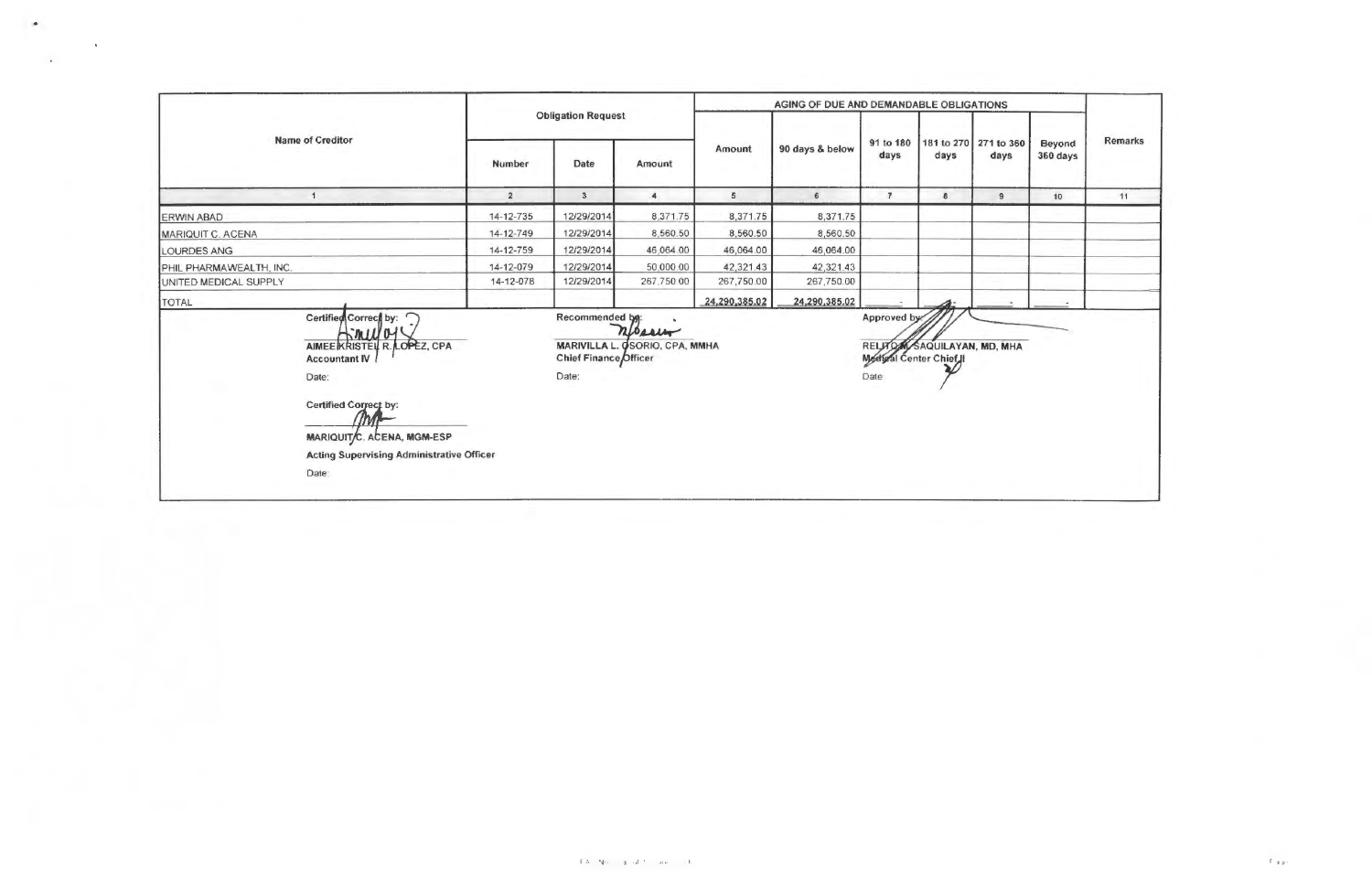| Name of Creditor | Obligation Request | | | AGING OF DUE AND DEMANDABLE OBLIGATIONS | | | | | | Remarks |
|---|---|---|---|---|---|---|---|---|---|---|
| | Number | Date | Amount | Amount | 90 days & below | 91 to 180 days | 181 to 270 days | 271 to 360 days | Beyond 360 days | |
| 1 | 2 | 3 | 4 | 5 | 6 | 7 | 8 | 9 | 10 | 11 |
| ERWIN ABAD | 14-12-735 | 12/29/2014 | 8,371.75 | 8,371.75 | 8,371.75 | | | | | |
| MARIQUIT C. ACENA | 14-12-749 | 12/29/2014 | 8,560.50 | 8,560.50 | 8,560.50 | | | | | |
| LOURDES ANG | 14-12-759 | 12/29/2014 | 46,064.00 | 46,064.00 | 46,064.00 | | | | | |
| PHIL PHARMAWEALTH, INC. | 14-12-079 | 12/29/2014 | 50,000.00 | 42,321.43 | 42,321.43 | | | | | |
| UNITED MEDICAL SUPPLY | 14-12-078 | 12/29/2014 | 267,750.00 | 267,750.00 | 267,750.00 | | | | | |
| TOTAL | | | | 24,290,385.02 | 24,290,385.02 | - | - | - | - | |

Certified Correct by:

AIMEE KRISTEL R. LOPEZ, CPA
Accountant IV

Date:

Recommended by:

MARIVILLA L. OSORIO, CPA, MMHA
Chief Finance Officer

Date:

Approved by:

RELITO M. SAQUILAYAN, MD, MHA
Medical Center Chief II

Date

Certified Correct by:

MARIQUIT C. ACENA, MGM-ESP
Acting Supervising Administrative Officer

Date: